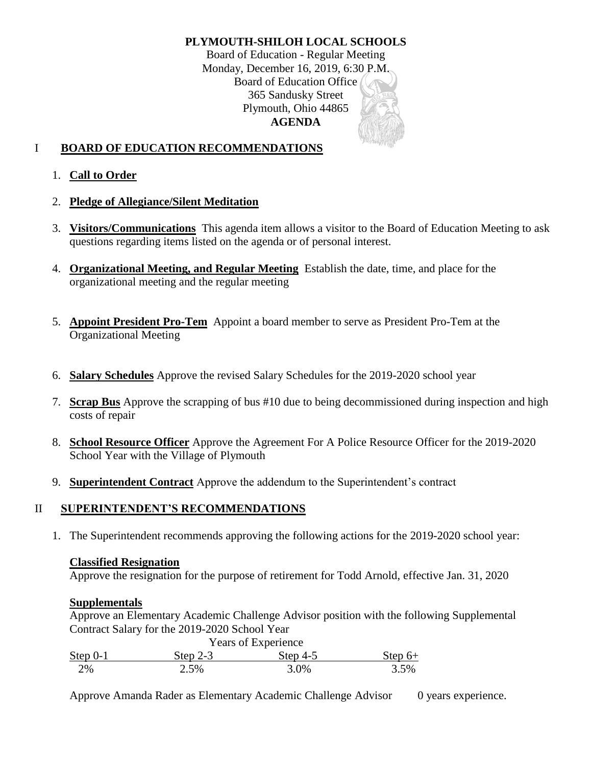**PLYMOUTH-SHILOH LOCAL SCHOOLS**

Board of Education - Regular Meeting
Monday, December 16, 2019, 6:30 P.M.
Board of Education Office
365 Sandusky Street
Plymouth, Ohio 44865
**AGENDA**

## I BOARD OF EDUCATION RECOMMENDATIONS

1. **Call to Order**

2. **Pledge of Allegiance/Silent Meditation**

3. **Visitors/Communications** This agenda item allows a visitor to the Board of Education Meeting to ask questions regarding items listed on the agenda or of personal interest.

4. **Organizational Meeting, and Regular Meeting** Establish the date, time, and place for the organizational meeting and the regular meeting

5. **Appoint President Pro-Tem** Appoint a board member to serve as President Pro-Tem at the Organizational Meeting

6. **Salary Schedules** Approve the revised Salary Schedules for the 2019-2020 school year

7. **Scrap Bus** Approve the scrapping of bus #10 due to being decommissioned during inspection and high costs of repair

8. **School Resource Officer** Approve the Agreement For A Police Resource Officer for the 2019-2020 School Year with the Village of Plymouth

9. **Superintendent Contract** Approve the addendum to the Superintendent's contract

## II SUPERINTENDENT'S RECOMMENDATIONS

1. The Superintendent recommends approving the following actions for the 2019-2020 school year:

**Classified Resignation**

Approve the resignation for the purpose of retirement for Todd Arnold, effective Jan. 31, 2020

**Supplementals**

Approve an Elementary Academic Challenge Advisor position with the following Supplemental Contract Salary for the 2019-2020 School Year

| Years of Experience | | | |
|---|---|---|---|
| Step 0-1 | Step 2-3 | Step 4-5 | Step 6+ |
| 2% | 2.5% | 3.0% | 3.5% |

Approve Amanda Rader as Elementary Academic Challenge Advisor 0 years experience.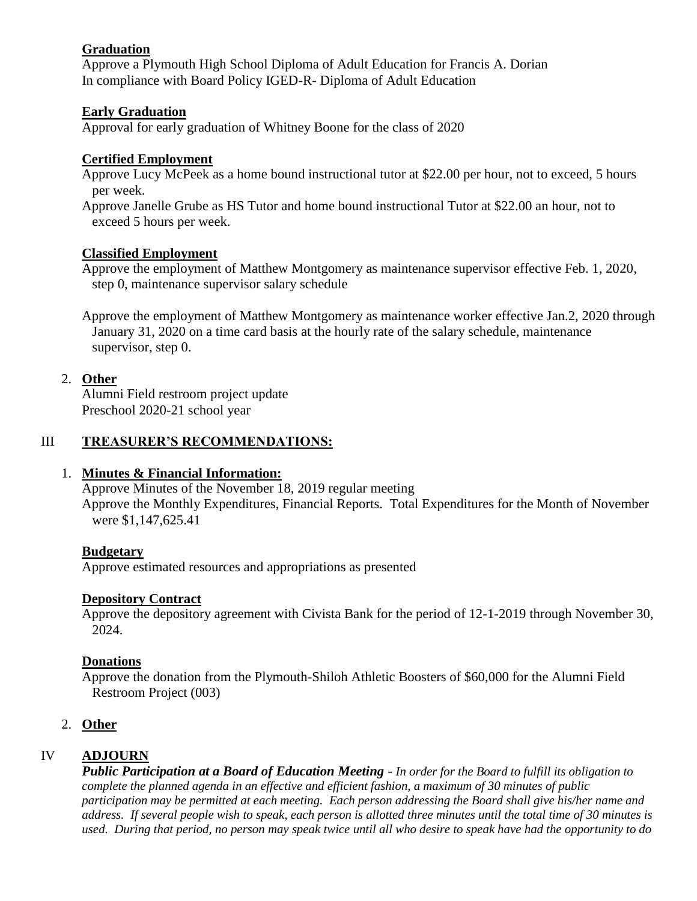**Graduation**

Approve a Plymouth High School Diploma of Adult Education for Francis A. Dorian
In compliance with Board Policy IGED-R- Diploma of Adult Education

**Early Graduation**

Approval for early graduation of Whitney Boone for the class of 2020

**Certified Employment**

Approve Lucy McPeek as a home bound instructional tutor at $22.00 per hour, not to exceed, 5 hours per week.

Approve Janelle Grube as HS Tutor and home bound instructional Tutor at $22.00 an hour, not to exceed 5 hours per week.

**Classified Employment**

Approve the employment of Matthew Montgomery as maintenance supervisor effective Feb. 1, 2020, step 0, maintenance supervisor salary schedule

Approve the employment of Matthew Montgomery as maintenance worker effective Jan.2, 2020 through January 31, 2020 on a time card basis at the hourly rate of the salary schedule, maintenance supervisor, step 0.

2. **Other**

   Alumni Field restroom project update
   Preschool 2020-21 school year

## III **TREASURER'S RECOMMENDATIONS:**

1. **Minutes & Financial Information:**

   Approve Minutes of the November 18, 2019 regular meeting
   Approve the Monthly Expenditures, Financial Reports. Total Expenditures for the Month of November were $1,147,625.41

**Budgetary**

Approve estimated resources and appropriations as presented

**Depository Contract**

Approve the depository agreement with Civista Bank for the period of 12-1-2019 through November 30, 2024.

**Donations**

Approve the donation from the Plymouth-Shiloh Athletic Boosters of $60,000 for the Alumni Field Restroom Project (003)

2. **Other**

## IV **ADJOURN**

***Public Participation at a Board of Education Meeting*** - *In order for the Board to fulfill its obligation to complete the planned agenda in an effective and efficient fashion, a maximum of 30 minutes of public participation may be permitted at each meeting. Each person addressing the Board shall give his/her name and address. If several people wish to speak, each person is allotted three minutes until the total time of 30 minutes is used. During that period, no person may speak twice until all who desire to speak have had the opportunity to do*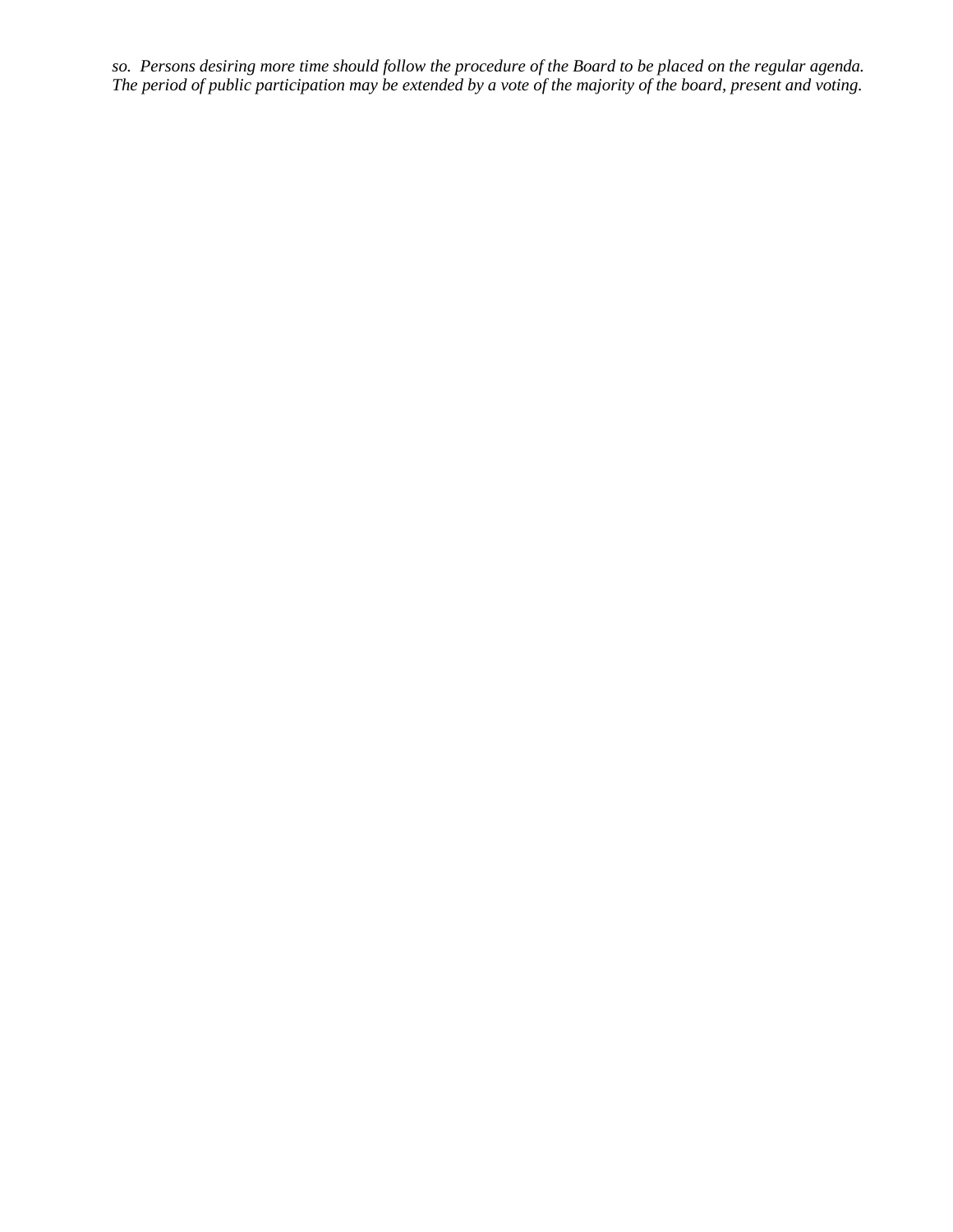*so. Persons desiring more time should follow the procedure of the Board to be placed on the regular agenda. The period of public participation may be extended by a vote of the majority of the board, present and voting.*